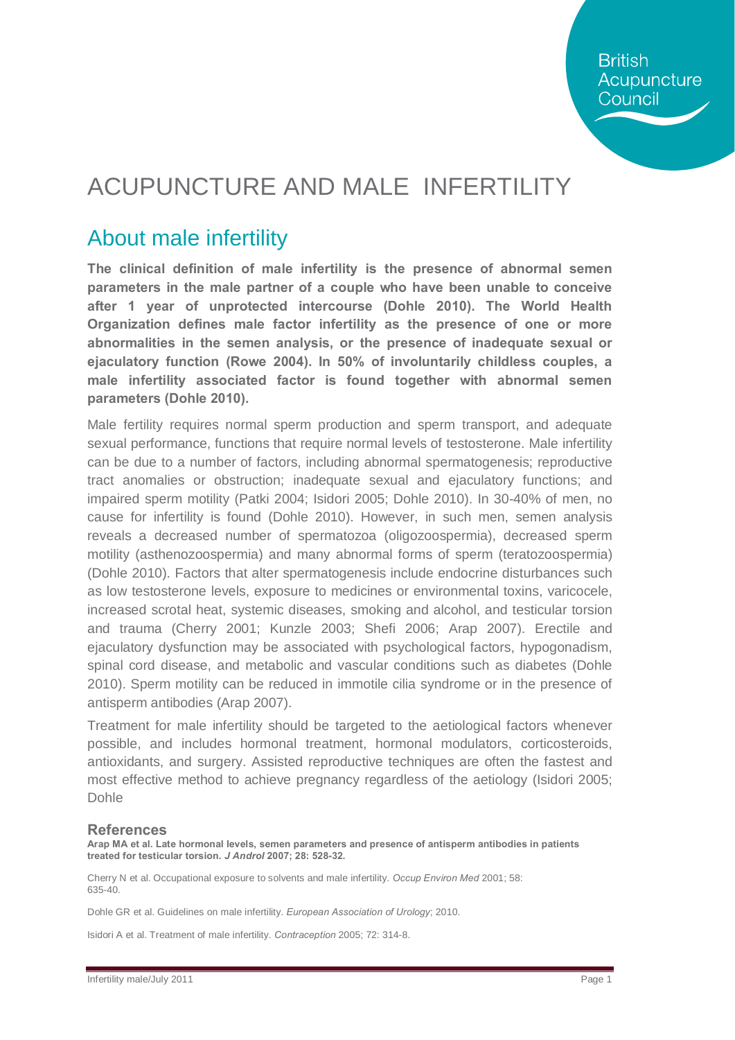# ACUPUNCTURE AND MALE INFERTILITY

## About male infertility

**The clinical definition of male infertility is the presence of abnormal semen parameters in the male partner of a couple who have been unable to conceive after 1 year of unprotected intercourse (Dohle 2010). The World Health Organization defines male factor infertility as the presence of one or more abnormalities in the semen analysis, or the presence of inadequate sexual or ejaculatory function (Rowe 2004). In 50% of involuntarily childless couples, a male infertility associated factor is found together with abnormal semen parameters (Dohle 2010).**

Male fertility requires normal sperm production and sperm transport, and adequate sexual performance, functions that require normal levels of testosterone. Male infertility can be due to a number of factors, including abnormal spermatogenesis; reproductive tract anomalies or obstruction; inadequate sexual and ejaculatory functions; and impaired sperm motility (Patki 2004; Isidori 2005; Dohle 2010). In 30-40% of men, no cause for infertility is found (Dohle 2010). However, in such men, semen analysis reveals a decreased number of spermatozoa (oligozoospermia), decreased sperm motility (asthenozoospermia) and many abnormal forms of sperm (teratozoospermia) (Dohle 2010). Factors that alter spermatogenesis include endocrine disturbances such as low testosterone levels, exposure to medicines or environmental toxins, varicocele, increased scrotal heat, systemic diseases, smoking and alcohol, and testicular torsion and trauma (Cherry 2001; Kunzle 2003; Shefi 2006; Arap 2007). Erectile and ejaculatory dysfunction may be associated with psychological factors, hypogonadism, spinal cord disease, and metabolic and vascular conditions such as diabetes (Dohle 2010). Sperm motility can be reduced in immotile cilia syndrome or in the presence of antisperm antibodies (Arap 2007).

Treatment for male infertility should be targeted to the aetiological factors whenever possible, and includes hormonal treatment, hormonal modulators, corticosteroids, antioxidants, and surgery. Assisted reproductive techniques are often the fastest and most effective method to achieve pregnancy regardless of the aetiology (Isidori 2005; Dohle

### References

**Arap MA et al. Late hormonal levels, semen parameters and presence of antisperm antibodies in patients treated for testicular torsion. *J Androl* 2007; 28: 528-32.**

Cherry N et al. Occupational exposure to solvents and male infertility. *Occup Environ Med* 2001; 58: 635-40.

Dohle GR et al. Guidelines on male infertility. *European Association of Urology*; 2010.

Isidori A et al. Treatment of male infertility. *Contraception* 2005; 72: 314-8.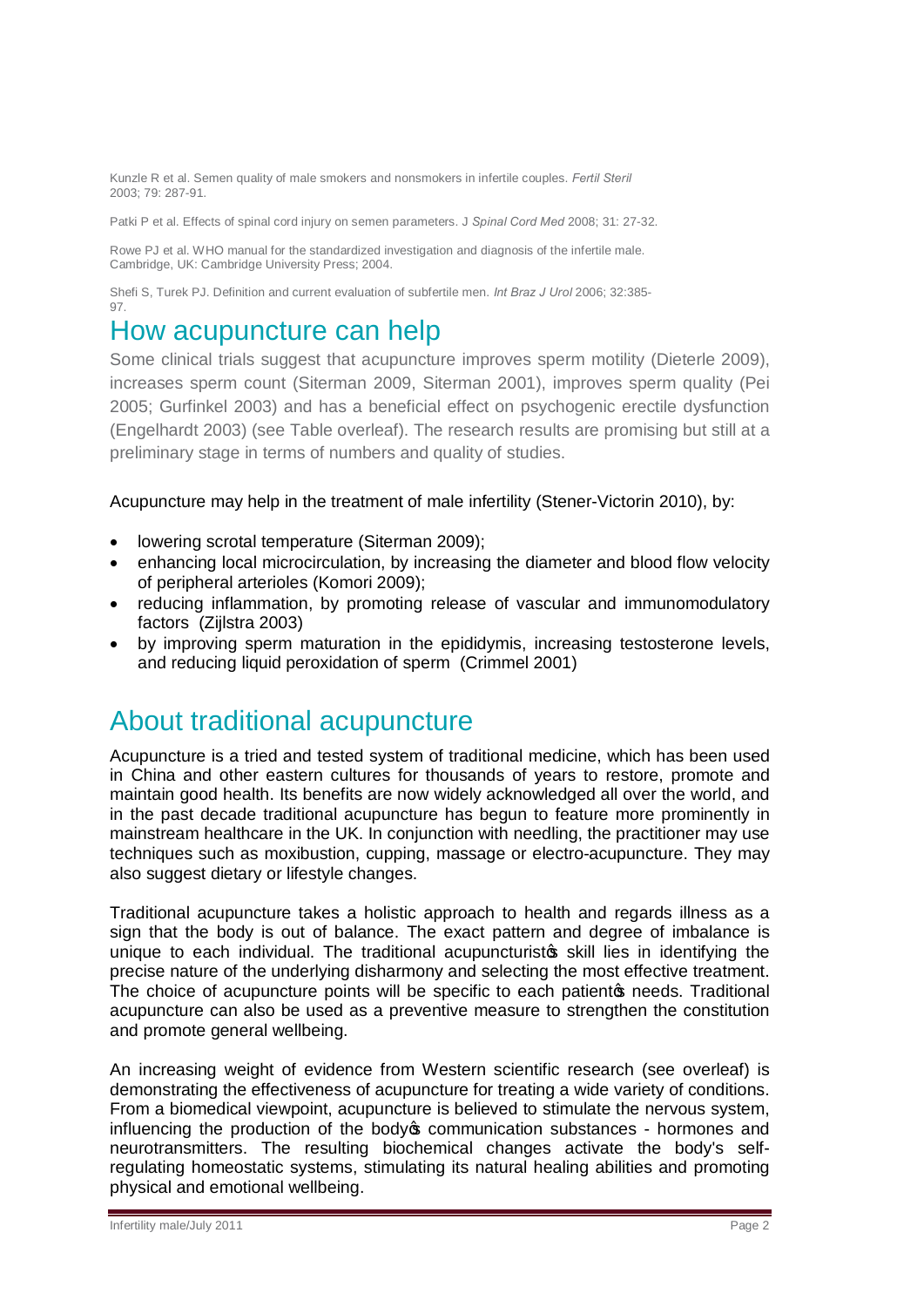Kunzle R et al. Semen quality of male smokers and nonsmokers in infertile couples. *Fertil Steril* 2003; 79: 287-91.

Patki P et al. Effects of spinal cord injury on semen parameters. J *Spinal Cord Med* 2008; 31: 27-32.

Rowe PJ et al. WHO manual for the standardized investigation and diagnosis of the infertile male. Cambridge, UK: Cambridge University Press; 2004.

Shefi S, Turek PJ. Definition and current evaluation of subfertile men. *Int Braz J Urol* 2006; 32:385-97.

# How acupuncture can help

Some clinical trials suggest that acupuncture improves sperm motility (Dieterle 2009), increases sperm count (Siterman 2009, Siterman 2001), improves sperm quality (Pei 2005; Gurfinkel 2003) and has a beneficial effect on psychogenic erectile dysfunction (Engelhardt 2003) (see Table overleaf). The research results are promising but still at a preliminary stage in terms of numbers and quality of studies.

Acupuncture may help in the treatment of male infertility (Stener-Victorin 2010), by:

- lowering scrotal temperature (Siterman 2009);
- enhancing local microcirculation, by increasing the diameter and blood flow velocity of peripheral arterioles (Komori 2009);
- reducing inflammation, by promoting release of vascular and immunomodulatory factors (Zijlstra 2003)
- by improving sperm maturation in the epididymis, increasing testosterone levels, and reducing liquid peroxidation of sperm (Crimmel 2001)

# About traditional acupuncture

Acupuncture is a tried and tested system of traditional medicine, which has been used in China and other eastern cultures for thousands of years to restore, promote and maintain good health. Its benefits are now widely acknowledged all over the world, and in the past decade traditional acupuncture has begun to feature more prominently in mainstream healthcare in the UK. In conjunction with needling, the practitioner may use techniques such as moxibustion, cupping, massage or electro-acupuncture. They may also suggest dietary or lifestyle changes.

Traditional acupuncture takes a holistic approach to health and regards illness as a sign that the body is out of balance. The exact pattern and degree of imbalance is unique to each individual. The traditional acupuncturist's skill lies in identifying the precise nature of the underlying disharmony and selecting the most effective treatment. The choice of acupuncture points will be specific to each patient's needs. Traditional acupuncture can also be used as a preventive measure to strengthen the constitution and promote general wellbeing.

An increasing weight of evidence from Western scientific research (see overleaf) is demonstrating the effectiveness of acupuncture for treating a wide variety of conditions. From a biomedical viewpoint, acupuncture is believed to stimulate the nervous system, influencing the production of the body's communication substances - hormones and neurotransmitters. The resulting biochemical changes activate the body's self-regulating homeostatic systems, stimulating its natural healing abilities and promoting physical and emotional wellbeing.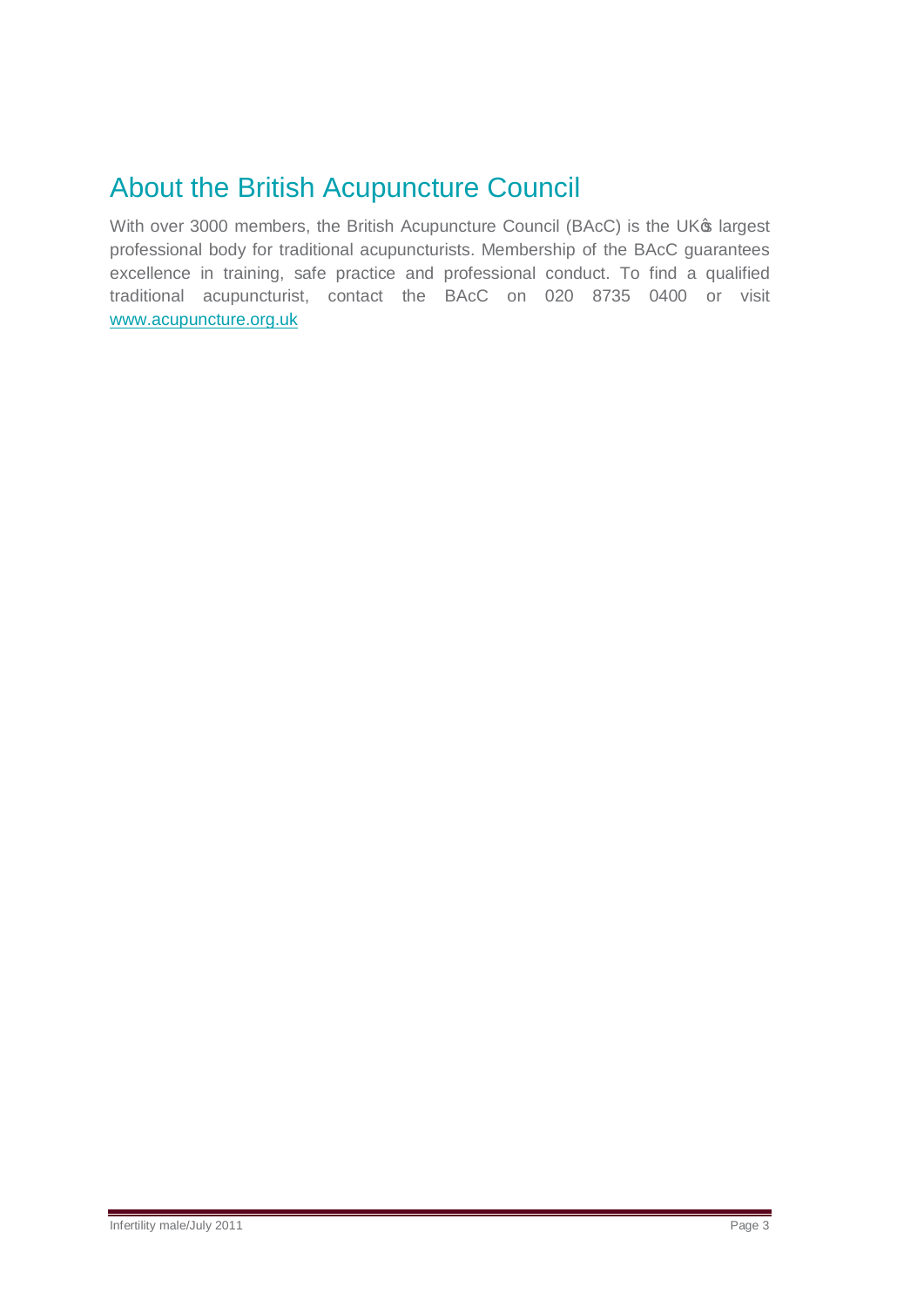## About the British Acupuncture Council

With over 3000 members, the British Acupuncture Council (BAcC) is the UK's largest professional body for traditional acupuncturists. Membership of the BAcC guarantees excellence in training, safe practice and professional conduct. To find a qualified traditional acupuncturist, contact the BAcC on 020 8735 0400 or visit [www.acupuncture.org.uk](http://www.acupuncture.org.uk)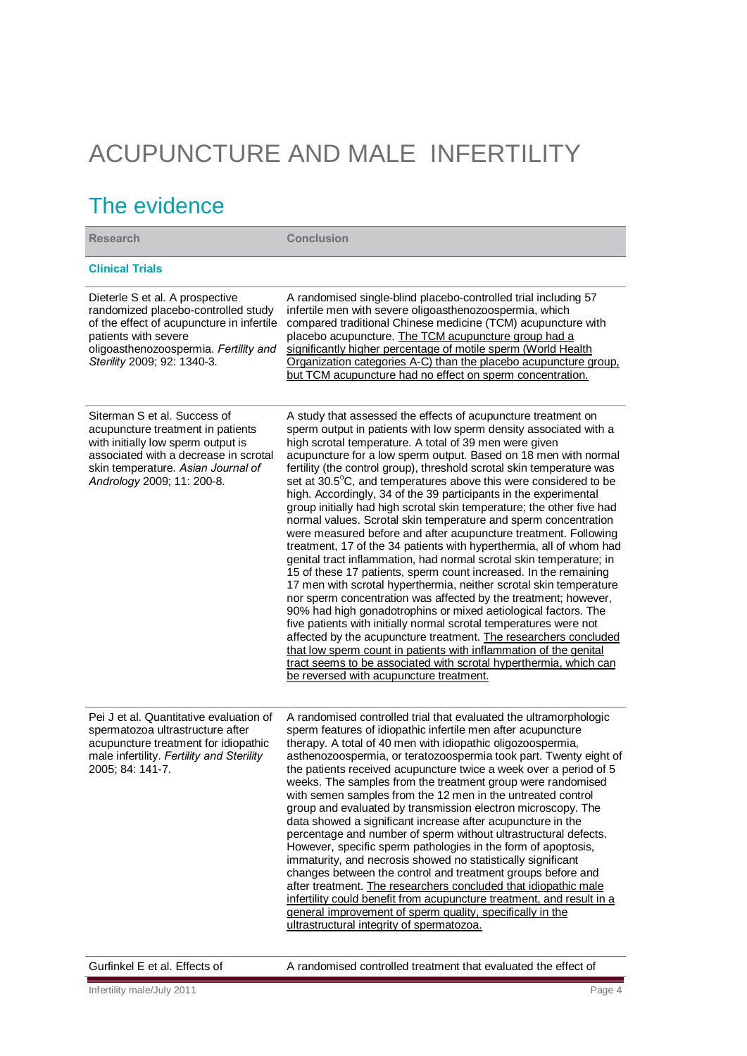# ACUPUNCTURE AND MALE INFERTILITY

## The evidence

| Research | Conclusion |
|---|---|
| **Clinical Trials** | |
| Dieterle S et al. A prospective randomized placebo-controlled study of the effect of acupuncture in infertile patients with severe oligoasthenozoospermia. *Fertility and Sterility* 2009; 92: 1340-3. | A randomised single-blind placebo-controlled trial including 57 infertile men with severe oligoasthenozoospermia, which compared traditional Chinese medicine (TCM) acupuncture with placebo acupuncture. The TCM acupuncture group had a significantly higher percentage of motile sperm (World Health Organization categories A-C) than the placebo acupuncture group, but TCM acupuncture had no effect on sperm concentration. |
| Siterman S et al. Success of acupuncture treatment in patients with initially low sperm output is associated with a decrease in scrotal skin temperature. *Asian Journal of Andrology* 2009; 11: 200-8. | A study that assessed the effects of acupuncture treatment on sperm output in patients with low sperm density associated with a high scrotal temperature. A total of 39 men were given acupuncture for a low sperm output. Based on 18 men with normal fertility (the control group), threshold scrotal skin temperature was set at 30.5°C, and temperatures above this were considered to be high. Accordingly, 34 of the 39 participants in the experimental group initially had high scrotal skin temperature; the other five had normal values. Scrotal skin temperature and sperm concentration were measured before and after acupuncture treatment. Following treatment, 17 of the 34 patients with hyperthermia, all of whom had genital tract inflammation, had normal scrotal skin temperature; in 15 of these 17 patients, sperm count increased. In the remaining 17 men with scrotal hyperthermia, neither scrotal skin temperature nor sperm concentration was affected by the treatment; however, 90% had high gonadotrophins or mixed aetiological factors. The five patients with initially normal scrotal temperatures were not affected by the acupuncture treatment. The researchers concluded that low sperm count in patients with inflammation of the genital tract seems to be associated with scrotal hyperthermia, which can be reversed with acupuncture treatment. |
| Pei J et al. Quantitative evaluation of spermatozoa ultrastructure after acupuncture treatment for idiopathic male infertility. *Fertility and Sterility* 2005; 84: 141-7. | A randomised controlled trial that evaluated the ultramorphologic sperm features of idiopathic infertile men after acupuncture therapy. A total of 40 men with idiopathic oligozoospermia, asthenozoospermia, or teratozoospermia took part. Twenty eight of the patients received acupuncture twice a week over a period of 5 weeks. The samples from the treatment group were randomised with semen samples from the 12 men in the untreated control group and evaluated by transmission electron microscopy. The data showed a significant increase after acupuncture in the percentage and number of sperm without ultrastructural defects. However, specific sperm pathologies in the form of apoptosis, immaturity, and necrosis showed no statistically significant changes between the control and treatment groups before and after treatment. The researchers concluded that idiopathic male infertility could benefit from acupuncture treatment, and result in a general improvement of sperm quality, specifically in the ultrastructural integrity of spermatozoa. |
| Gurfinkel E et al. Effects of | A randomised controlled treatment that evaluated the effect of |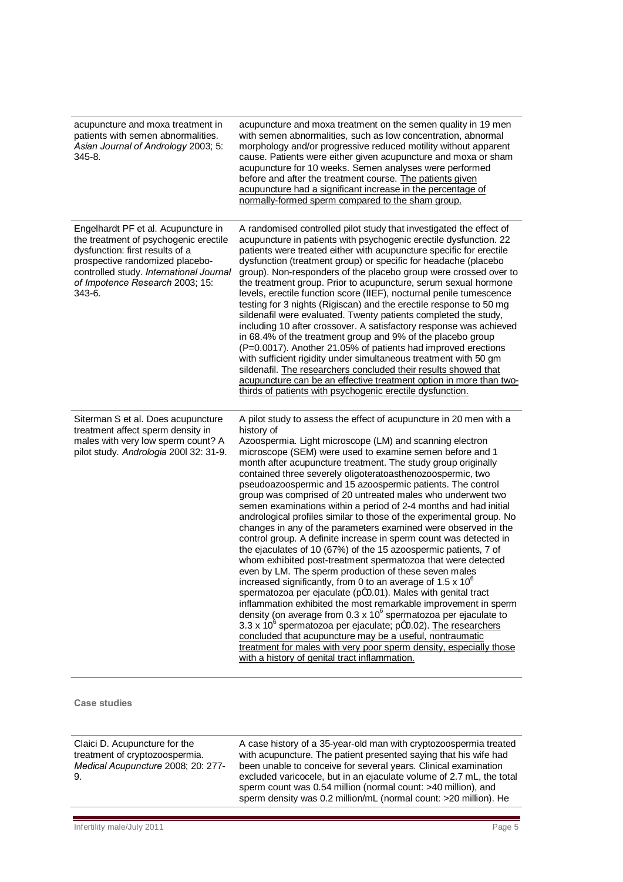| | |
|---|---|
| acupuncture and moxa treatment in patients with semen abnormalities. *Asian Journal of Andrology* 2003; 5: 345-8. | acupuncture and moxa treatment on the semen quality in 19 men with semen abnormalities, such as low concentration, abnormal morphology and/or progressive reduced motility without apparent cause. Patients were either given acupuncture and moxa or sham acupuncture for 10 weeks. Semen analyses were performed before and after the treatment course. <u>The patients given acupuncture had a significant increase in the percentage of normally-formed sperm compared to the sham group.</u> |
| Engelhardt PF et al. Acupuncture in the treatment of psychogenic erectile dysfunction: first results of a prospective randomized placebo-controlled study. *International Journal of Impotence Research* 2003; 15: 343-6. | A randomised controlled pilot study that investigated the effect of acupuncture in patients with psychogenic erectile dysfunction. 22 patients were treated either with acupuncture specific for erectile dysfunction (treatment group) or specific for headache (placebo group). Non-responders of the placebo group were crossed over to the treatment group. Prior to acupuncture, serum sexual hormone levels, erectile function score (IIEF), nocturnal penile tumescence testing for 3 nights (Rigiscan) and the erectile response to 50 mg sildenafil were evaluated. Twenty patients completed the study, including 10 after crossover. A satisfactory response was achieved in 68.4% of the treatment group and 9% of the placebo group (P=0.0017). Another 21.05% of patients had improved erections with sufficient rigidity under simultaneous treatment with 50 gm sildenafil. <u>The researchers concluded their results showed that acupuncture can be an effective treatment option in more than two-thirds of patients with psychogenic erectile dysfunction.</u> |
| Siterman S et al. Does acupuncture treatment affect sperm density in males with very low sperm count? A pilot study. *Andrologia* 200l 32: 31-9. | A pilot study to assess the effect of acupuncture in 20 men with a history of Azoospermia. Light microscope (LM) and scanning electron microscope (SEM) were used to examine semen before and 1 month after acupuncture treatment. The study group originally contained three severely oligoteratoasthenozoospermic, two pseudoazoospermic and 15 azoospermic patients. The control group was comprised of 20 untreated males who underwent two semen examinations within a period of 2-4 months and had initial andrological profiles similar to those of the experimental group. No changes in any of the parameters examined were observed in the control group. A definite increase in sperm count was detected in the ejaculates of 10 (67%) of the 15 azoospermic patients, 7 of whom exhibited post-treatment spermatozoa that were detected even by LM. The sperm production of these seven males increased significantly, from 0 to an average of $1.5 \times 10^6$ spermatozoa per ejaculate ($p \leq 0.01$). Males with genital tract inflammation exhibited the most remarkable improvement in sperm density (on average from $0.3 \times 10^6$ spermatozoa per ejaculate to $3.3 \times 10^6$ spermatozoa per ejaculate; $p \leq 0.02$). <u>The researchers concluded that acupuncture may be a useful, nontraumatic treatment for males with very poor sperm density, especially those with a history of genital tract inflammation.</u> |

**Case studies**

| | |
|---|---|
| Claici D. Acupuncture for the treatment of cryptozoospermia. *Medical Acupuncture* 2008; 20: 277-9. | A case history of a 35-year-old man with cryptozoospermia treated with acupuncture. The patient presented saying that his wife had been unable to conceive for several years. Clinical examination excluded varicocele, but in an ejaculate volume of 2.7 mL, the total sperm count was 0.54 million (normal count: >40 million), and sperm density was 0.2 million/mL (normal count: >20 million). He |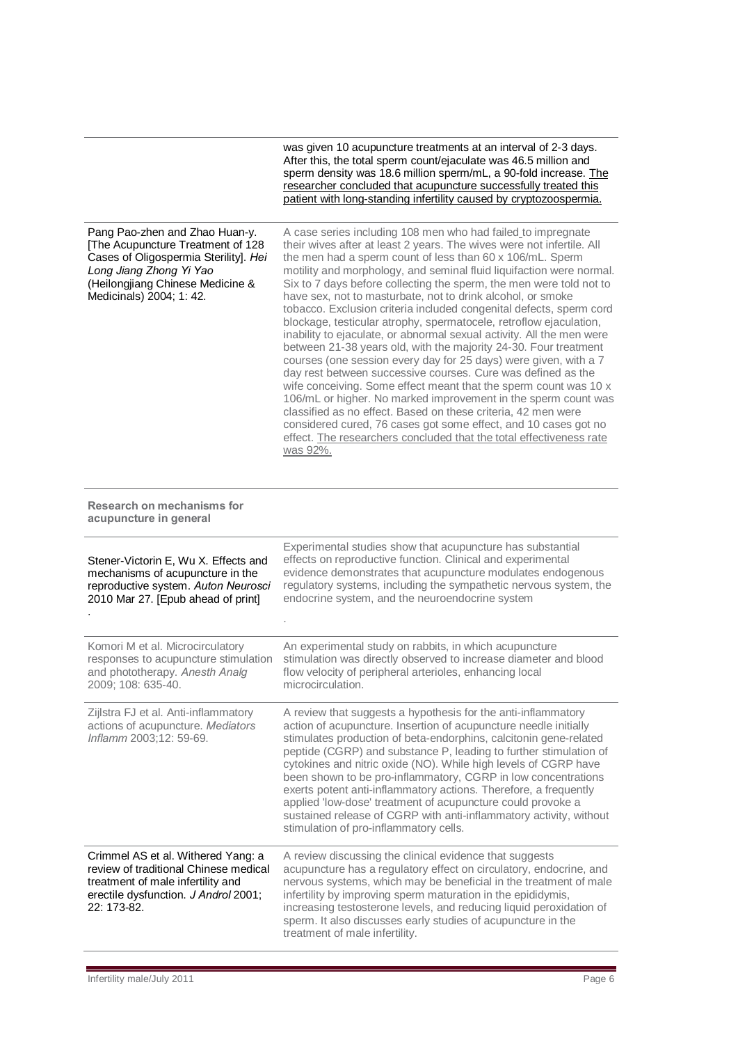| | |
|---|---|
| | was given 10 acupuncture treatments at an interval of 2-3 days. After this, the total sperm count/ejaculate was 46.5 million and sperm density was 18.6 million sperm/mL, a 90-fold increase. The researcher concluded that acupuncture successfully treated this patient with long-standing infertility caused by cryptozoospermia. |
| Pang Pao-zhen and Zhao Huan-y. [The Acupuncture Treatment of 128 Cases of Oligospermia Sterility]. *Hei Long Jiang Zhong Yi Yao* (Heilongjiang Chinese Medicine & Medicinals) 2004; 1: 42. | A case series including 108 men who had failed to impregnate their wives after at least 2 years. The wives were not infertile. All the men had a sperm count of less than 60 x 106/mL. Sperm motility and morphology, and seminal fluid liquifaction were normal. Six to 7 days before collecting the sperm, the men were told not to have sex, not to masturbate, not to drink alcohol, or smoke tobacco. Exclusion criteria included congenital defects, sperm cord blockage, testicular atrophy, spermatocele, retroflow ejaculation, inability to ejaculate, or abnormal sexual activity. All the men were between 21-38 years old, with the majority 24-30. Four treatment courses (one session every day for 25 days) were given, with a 7 day rest between successive courses. Cure was defined as the wife conceiving. Some effect meant that the sperm count was 10 x 106/mL or higher. No marked improvement in the sperm count was classified as no effect. Based on these criteria, 42 men were considered cured, 76 cases got some effect, and 10 cases got no effect. The researchers concluded that the total effectiveness rate was 92%. |
| **Research on mechanisms for acupuncture in general** | |
| Stener-Victorin E, Wu X. Effects and mechanisms of acupuncture in the reproductive system. *Auton Neurosci* 2010 Mar 27. [Epub ahead of print] | Experimental studies show that acupuncture has substantial effects on reproductive function. Clinical and experimental evidence demonstrates that acupuncture modulates endogenous regulatory systems, including the sympathetic nervous system, the endocrine system, and the neuroendocrine system |
| Komori M et al. Microcirculatory responses to acupuncture stimulation and phototherapy. *Anesth Analg* 2009; 108: 635-40. | An experimental study on rabbits, in which acupuncture stimulation was directly observed to increase diameter and blood flow velocity of peripheral arterioles, enhancing local microcirculation. |
| Zijlstra FJ et al. Anti-inflammatory actions of acupuncture. *Mediators Inflamm* 2003;12: 59-69. | A review that suggests a hypothesis for the anti-inflammatory action of acupuncture. Insertion of acupuncture needle initially stimulates production of beta-endorphins, calcitonin gene-related peptide (CGRP) and substance P, leading to further stimulation of cytokines and nitric oxide (NO). While high levels of CGRP have been shown to be pro-inflammatory, CGRP in low concentrations exerts potent anti-inflammatory actions. Therefore, a frequently applied 'low-dose' treatment of acupuncture could provoke a sustained release of CGRP with anti-inflammatory activity, without stimulation of pro-inflammatory cells. |
| Crimmel AS et al. Withered Yang: a review of traditional Chinese medical treatment of male infertility and erectile dysfunction. *J Androl* 2001; 22: 173-82. | A review discussing the clinical evidence that suggests acupuncture has a regulatory effect on circulatory, endocrine, and nervous systems, which may be beneficial in the treatment of male infertility by improving sperm maturation in the epididymis, increasing testosterone levels, and reducing liquid peroxidation of sperm. It also discusses early studies of acupuncture in the treatment of male infertility. |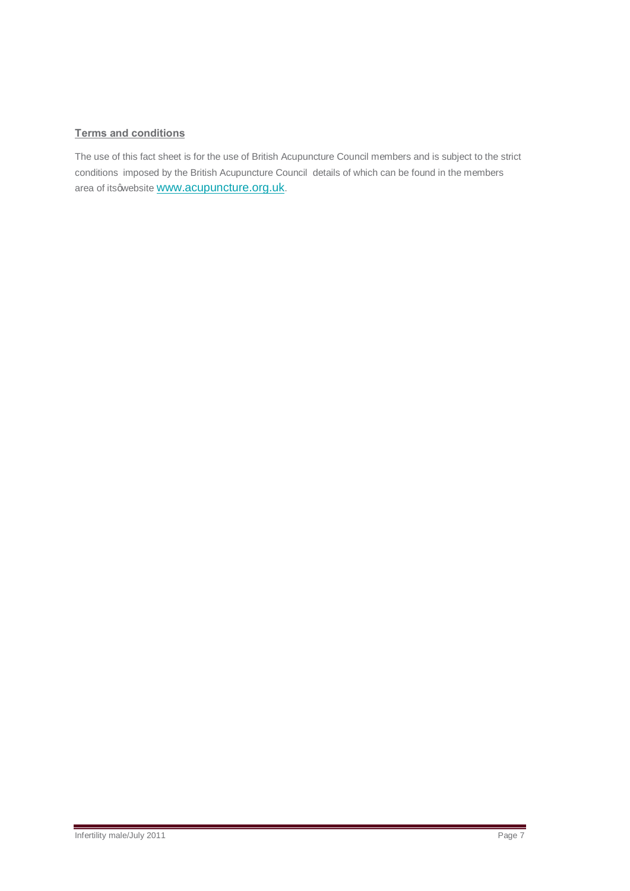## Terms and conditions

The use of this fact sheet is for the use of British Acupuncture Council members and is subject to the strict conditions imposed by the British Acupuncture Council details of which can be found in the members area of itsôwebsite www.acupuncture.org.uk.